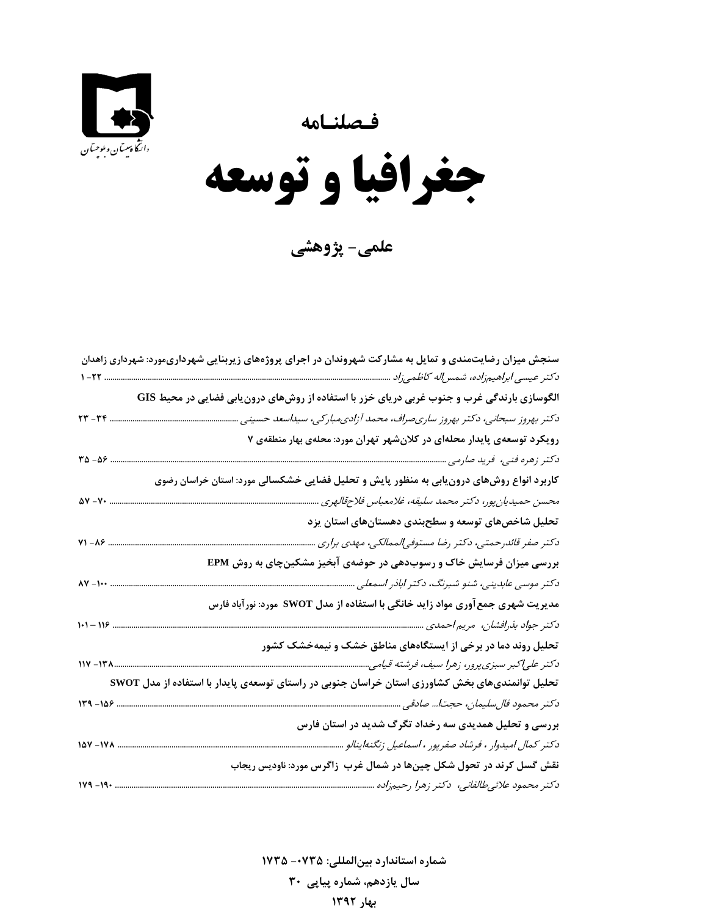دانشگاه سیستان و بلوچستان

فصلنامه

# جغرافیا و توسعه

## علمی- پژوهشی

**سنجش میزان رضایت‌مندی و تمایل به مشارکت شهروندان در اجرای پروژه‌های زیربنایی شهرداری‌مورد: شهرداری زاهدان**
*دکتر عیسی ابراهیم‌زاده، شمس‌اله کاظمی‌زاد* ............ ۲۲- ۱

**الگوسازی بارندگی غرب و جنوب غربی دریای خزر با استفاده از روش‌های درون‌یابی فضایی در محیط GIS**
*دکتر بهروز سبحانی، دکتر بهروز ساری‌صراف، محمد آزادی‌مبارکی، سیداسعد حسینی* ............ ۳۴- ۲۳

**رویکرد توسعه‌ی پایدار محله‌ای در کلان‌شهر تهران مورد: محله‌ی بهار منطقه‌ی ۷**
*دکتر زهره فنی، فرید صارمی* ............ ۵۶- ۳۵

**کاربرد انواع روش‌های درون‌یابی به منظور پایش و تحلیل فضایی خشکسالی مورد: استان خراسان رضوی**
*محسن حمیدیان‌پور، دکتر محمد سلیقه، غلامعباس فلاح‌قالهری* ............ ۷۰- ۵۷

**تحلیل شاخص‌های توسعه و سطح‌بندی دهستان‌های استان یزد**
*دکتر صفر قائدرحمتی، دکتر رضا مستوفی‌الممالکی، مهدی براری* ............ ۸۶- ۷۱

**بررسی میزان فرسایش خاک و رسوب‌دهی در حوضه‌ی آبخیز مشکین‌چای به روش EPM**
*دکتر موسی عابدینی، شنو شبرنگ، دکتر اباذر اسمعلی* ............ ۱۰۰- ۸۷

**مدیریت شهری جمع‌آوری مواد زاید خانگی با استفاده از مدل SWOT مورد: نورآباد فارس**
*دکتر جواد بذرافشان، مریم احمدی* ............ ۱۱۶ – ۱۰۱

**تحلیل روند دما در برخی از ایستگاه‌های مناطق خشک و نیمه‌خشک کشور**
*دکتر علی‌اکبر سبزی‌پرور، زهرا سیف، فرشته قیامی* ............ ۱۳۸- ۱۱۷

**تحلیل توانمندی‌های بخش کشاورزی استان خراسان جنوبی در راستای توسعه‌ی پایدار با استفاده از مدل SWOT**
*دکتر محمود فال‌سلیمان، حجت‌ا... صادقی* ............ ۱۵۶- ۱۳۹

**بررسی و تحلیل همدیدی سه رخداد تگرگ شدید در استان فارس**
*دکتر کمال امیدوار ، فرشاد صفرپور ، اسماعیل زنگنه‌اینالو* ............ ۱۷۸- ۱۵۷

**نقش گسل کرند در تحول شکل چین‌ها در شمال غرب زاگرس مورد: ناودیس ریجاب**
*دکتر محمود علائی‌طالقانی، دکتر زهرا رحیم‌زاده* ............ ۱۹۰- ۱۷۹

**شماره استاندارد بین‌المللی: ۰۷۳۵- ۱۷۳۵**

**سال یازدهم، شماره پیاپی ۳۰**

**بهار ۱۳۹۲**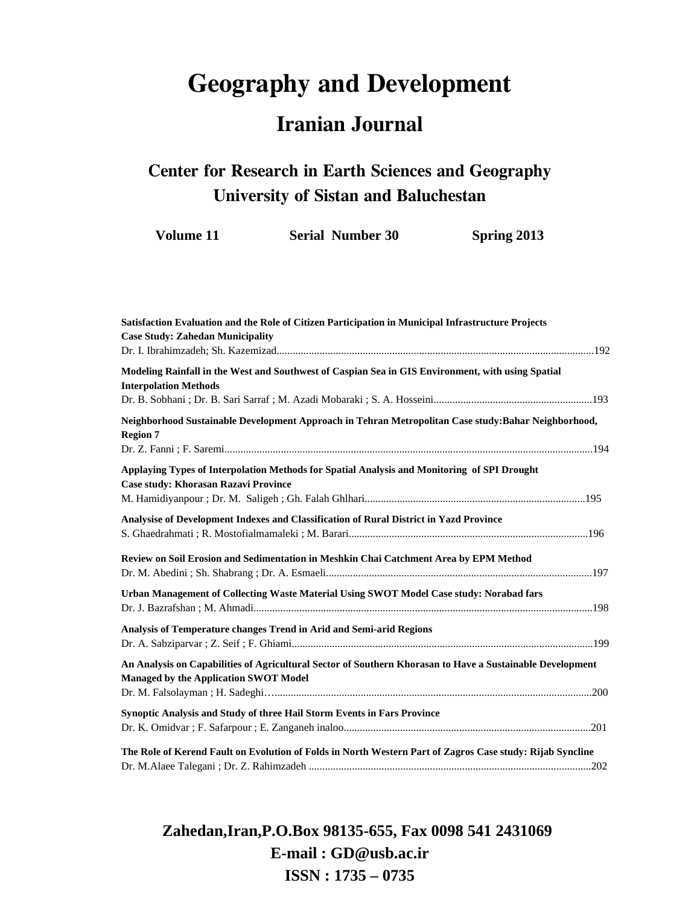# Geography and Development

## Iranian Journal

### Center for Research in Earth Sciences and Geography
### University of Sistan and Baluchestan

**Volume 11** **Serial Number 30** **Spring 2013**

**Satisfaction Evaluation and the Role of Citizen Participation in Municipal Infrastructure Projects Case Study: Zahedan Municipality**
Dr. I. Ibrahimzadeh; Sh. Kazemizad......................................................................................................................192

**Modeling Rainfall in the West and Southwest of Caspian Sea in GIS Environment, with using Spatial Interpolation Methods**
Dr. B. Sobhani ; Dr. B. Sari Sarraf ; M. Azadi Mobaraki ; S. A. Hosseini...........................................................193

**Neighborhood Sustainable Development Approach in Tehran Metropolitan Case study:Bahar Neighborhood, Region 7**
Dr. Z. Fanni ; F. Saremi.........................................................................................................................................194

**Applaying Types of Interpolation Methods for Spatial Analysis and Monitoring of SPI Drought Case study: Khorasan Razavi Province**
M. Hamidiyanpour ; Dr. M. Saligeh ; Gh. Falah Ghlhari.................................................................................195

**Analysise of Development Indexes and Classification of Rural District in Yazd Province**
S. Ghaedrahmati ; R. Mostofialmamaleki ; M. Barari.........................................................................................196

**Review on Soil Erosion and Sedimentation in Meshkin Chai Catchment Area by EPM Method**
Dr. M. Abedini ; Sh. Shabrang ; Dr. A. Esmaeli...................................................................................................197

**Urban Management of Collecting Waste Material Using SWOT Model Case study: Norabad fars**
Dr. J. Bazrafshan ; M. Ahmadi.............................................................................................................................198

**Analysis of Temperature changes Trend in Arid and Semi-arid Regions**
Dr. A. Sabziparvar ; Z. Seif ; F. Ghiami................................................................................................................199

**An Analysis on Capabilities of Agricultural Sector of Southern Khorasan to Have a Sustainable Development Managed by the Application SWOT Model**
Dr. M. Falsolayman ; H. Sadeghi…......................................................................................................................200

**Synoptic Analysis and Study of three Hail Storm Events in Fars Province**
Dr. K. Omidvar ; F. Safarpour ; E. Zanganeh inaloo...........................................................................................201

**The Role of Kerend Fault on Evolution of Folds in North Western Part of Zagros Case study: Rijab Syncline**
Dr. M.Alaee Talegani ; Dr. Z. Rahimzadeh .........................................................................................................202

**Zahedan,Iran,P.O.Box 98135-655, Fax 0098 541 2431069**
**E-mail : GD@usb.ac.ir**
**ISSN : 1735 – 0735**